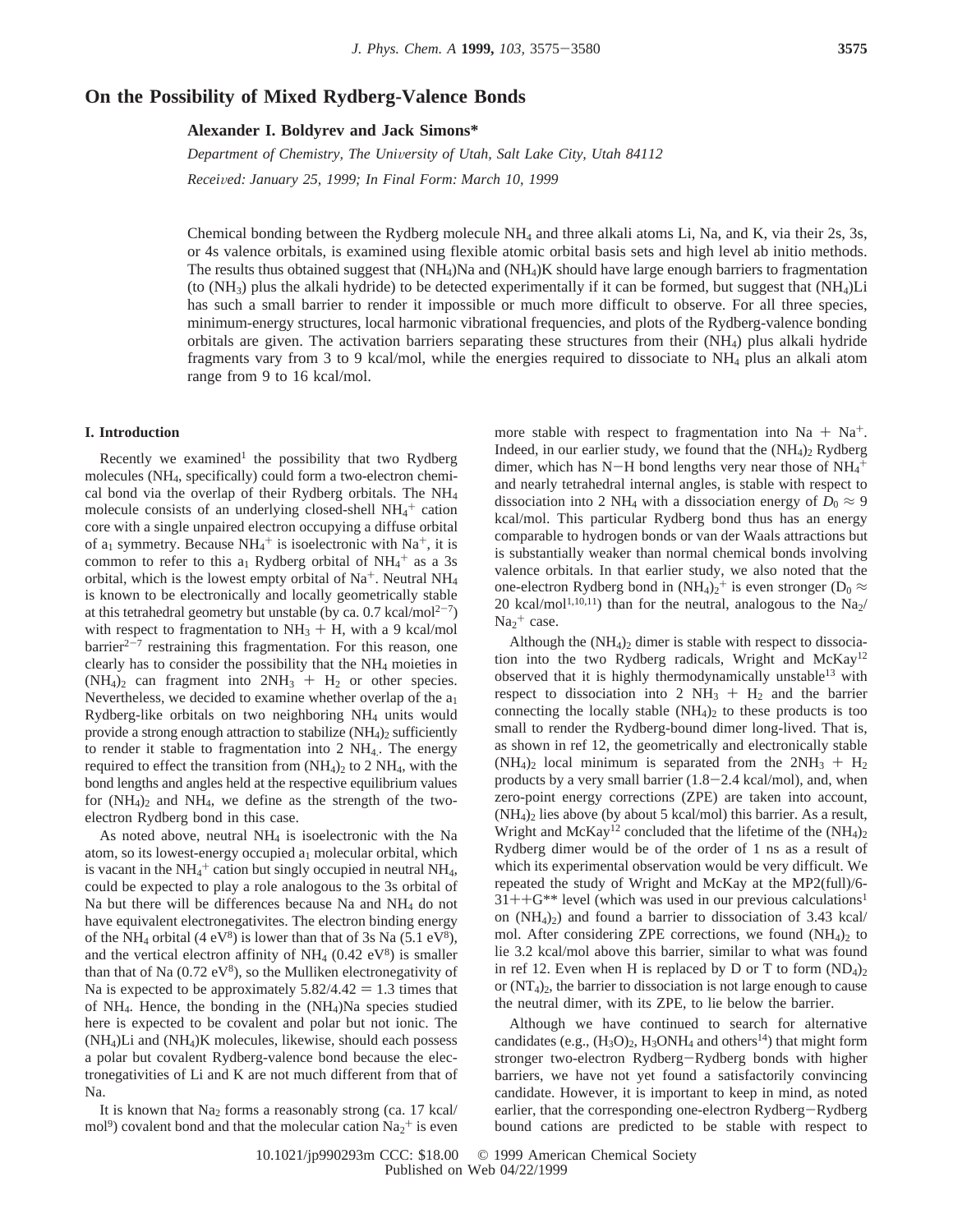# On the Possibility of Mixed Rydberg-Valence Bonds

**Alexander I. Boldyrev and Jack Simons***

*Department of Chemistry, The University of Utah, Salt Lake City, Utah 84112*

*Received: January 25, 1999; In Final Form: March 10, 1999*

Chemical bonding between the Rydberg molecule $NH_4$ and three alkali atoms Li, Na, and K, via their 2s, 3s, or 4s valence orbitals, is examined using flexible atomic orbital basis sets and high level ab initio methods. The results thus obtained suggest that $(NH_4)Na$ and $(NH_4)K$ should have large enough barriers to fragmentation (to $(NH_3)$ plus the alkali hydride) to be detected experimentally if it can be formed, but suggest that $(NH_4)Li$ has such a small barrier to render it impossible or much more difficult to observe. For all three species, minimum-energy structures, local harmonic vibrational frequencies, and plots of the Rydberg-valence bonding orbitals are given. The activation barriers separating these structures from their $(NH_4)$ plus alkali hydride fragments vary from 3 to 9 kcal/mol, while the energies required to dissociate to $NH_4$ plus an alkali atom range from 9 to 16 kcal/mol.

## I. Introduction

Recently we examined[1] the possibility that two Rydberg molecules ($NH_4$, specifically) could form a two-electron chemical bond via the overlap of their Rydberg orbitals. The $NH_4$ molecule consists of an underlying closed-shell $NH_4^+$ cation core with a single unpaired electron occupying a diffuse orbital of $a_1$ symmetry. Because $NH_4^+$ is isoelectronic with $Na^+$, it is common to refer to this $a_1$ Rydberg orbital of $NH_4^+$ as a 3s orbital, which is the lowest empty orbital of $Na^+$. Neutral $NH_4$ is known to be electronically and locally geometrically stable at this tetrahedral geometry but unstable (by ca. 0.7 kcal/mol[2-7]) with respect to fragmentation to $NH_3$ + H, with a 9 kcal/mol barrier[2-7] restraining this fragmentation. For this reason, one clearly has to consider the possibility that the $NH_4$ moieties in $(NH_4)_2$ can fragment into $2NH_3 + H_2$ or other species. Nevertheless, we decided to examine whether overlap of the $a_1$ Rydberg-like orbitals on two neighboring $NH_4$ units would provide a strong enough attraction to stabilize $(NH_4)_2$ sufficiently to render it stable to fragmentation into 2 $NH_4$. The energy required to effect the transition from $(NH_4)_2$ to 2 $NH_4$, with the bond lengths and angles held at the respective equilibrium values for $(NH_4)_2$ and $NH_4$, we define as the strength of the two-electron Rydberg bond in this case.

As noted above, neutral $NH_4$ is isoelectronic with the Na atom, so its lowest-energy occupied $a_1$ molecular orbital, which is vacant in the $NH_4^+$ cation but singly occupied in neutral $NH_4$, could be expected to play a role analogous to the 3s orbital of Na but there will be differences because Na and $NH_4$ do not have equivalent electronegativites. The electron binding energy of the $NH_4$ orbital (4 eV[8]) is lower than that of 3s Na (5.1 eV[8]), and the vertical electron affinity of $NH_4$ (0.42 eV[8]) is smaller than that of Na (0.72 eV[8]), so the Mulliken electronegativity of Na is expected to be approximately $5.82/4.42 = 1.3$ times that of $NH_4$. Hence, the bonding in the $(NH_4)Na$ species studied here is expected to be covalent and polar but not ionic. The $(NH_4)Li$ and $(NH_4)K$ molecules, likewise, should each possess a polar but covalent Rydberg-valence bond because the electronegativities of Li and K are not much different from that of Na.

It is known that $Na_2$ forms a reasonably strong (ca. 17 kcal/mol[9]) covalent bond and that the molecular cation $Na_2^+$ is even more stable with respect to fragmentation into Na + $Na^+$. Indeed, in our earlier study, we found that the $(NH_4)_2$ Rydberg dimer, which has N–H bond lengths very near those of $NH_4^+$ and nearly tetrahedral internal angles, is stable with respect to dissociation into 2 $NH_4$ with a dissociation energy of $D_0 \approx 9$ kcal/mol. This particular Rydberg bond thus has an energy comparable to hydrogen bonds or van der Waals attractions but is substantially weaker than normal chemical bonds involving valence orbitals. In that earlier study, we also noted that the one-electron Rydberg bond in $(NH_4)_2^+$ is even stronger ($D_0 \approx$ 20 kcal/mol[1,10,11]) than for the neutral, analogous to the $Na_2$/$Na_2^+$ case.

Although the $(NH_4)_2$ dimer is stable with respect to dissociation into the two Rydberg radicals, Wright and McKay[12] observed that it is highly thermodynamically unstable[13] with respect to dissociation into 2 $NH_3$ + $H_2$ and the barrier connecting the locally stable $(NH_4)_2$ to these products is too small to render the Rydberg-bound dimer long-lived. That is, as shown in ref 12, the geometrically and electronically stable $(NH_4)_2$ local minimum is separated from the $2NH_3 + H_2$ products by a very small barrier (1.8–2.4 kcal/mol), and, when zero-point energy corrections (ZPE) are taken into account, $(NH_4)_2$ lies above (by about 5 kcal/mol) this barrier. As a result, Wright and McKay[12] concluded that the lifetime of the $(NH_4)_2$ Rydberg dimer would be of the order of 1 ns as a result of which its experimental observation would be very difficult. We repeated the study of Wright and McKay at the MP2(full)/6-31++G** level (which was used in our previous calculations[1] on $(NH_4)_2$) and found a barrier to dissociation of 3.43 kcal/mol. After considering ZPE corrections, we found $(NH_4)_2$ to lie 3.2 kcal/mol above this barrier, similar to what was found in ref 12. Even when H is replaced by D or T to form $(ND_4)_2$ or $(NT_4)_2$, the barrier to dissociation is not large enough to cause the neutral dimer, with its ZPE, to lie below the barrier.

Although we have continued to search for alternative candidates (e.g., $(H_3O)_2$, $H_3ONH_4$ and others[14]) that might form stronger two-electron Rydberg–Rydberg bonds with higher barriers, we have not yet found a satisfactorily convincing candidate. However, it is important to keep in mind, as noted earlier, that the corresponding one-electron Rydberg–Rydberg bound cations are predicted to be stable with respect to

10.1021/jp990293m CCC: $18.00 © 1999 American Chemical Society
Published on Web 04/22/1999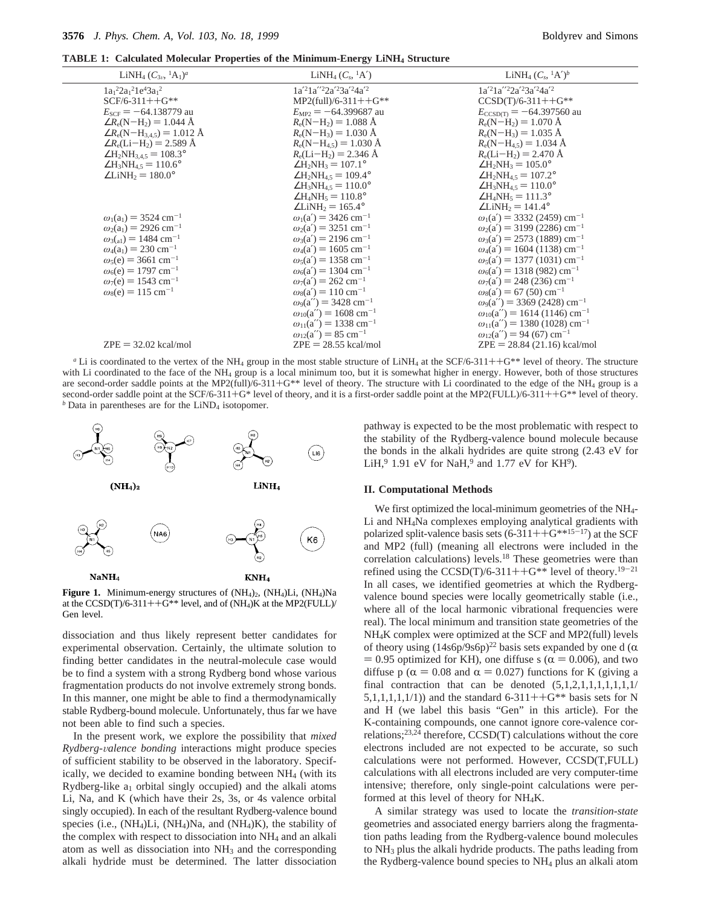**TABLE 1: Calculated Molecular Properties of the Minimum-Energy $LiNH_4$ Structure**

| $LiNH_4$ ($C_{3v}$, $^1A_1$)[a] | $LiNH_4$ ($C_s$, $^1A'$) | $LiNH_4$ ($C_s$, $^1A'$)[b] |
|---|---|---|
| $1a_1^2 2a_1^2 1e^4 3a_1^2$ | $1a'^2 1a''^2 2a'^2 3a'^2 4a'^2$ | $1a'^2 1a''^2 2a'^2 3a'^2 4a'^2$ |
| SCF/6-311++G** | MP2(full)/6-311++G** | CCSD(T)/6-311++G** |
| $E_{SCF} = -64.138779$ au | $E_{MP2} = -64.399687$ au | $E_{CCSD(T)} = -64.397560$ au |
| $\angle R_e(N-H_2) = 1.044$ Å | $R_e(N-H_2) = 1.088$ Å | $R_e(N-H_2) = 1.070$ Å |
| $\angle R_e(N-H_{3,4,5}) = 1.012$ Å | $R_e(N-H_3) = 1.030$ Å | $R_e(N-H_3) = 1.035$ Å |
| $\angle R_e(Li-H_2) = 2.589$ Å | $R_e(N-H_{4,5}) = 1.030$ Å | $R_e(N-H_{4,5}) = 1.034$ Å |
| $\angle H_2NH_{3,4,5} = 108.3°$ | $R_e(Li-H_2) = 2.346$ Å | $R_e(Li-H_2) = 2.470$ Å |
| $\angle H_3NH_{4,5} = 110.6°$ | $\angle H_2NH_3 = 107.1°$ | $\angle H_2NH_3 = 105.0°$ |
| $\angle LiNH_2 = 180.0°$ | $\angle H_2NH_{4,5} = 109.4°$ | $\angle H_2NH_{4,5} = 107.2°$ |
| | $\angle H_3NH_{4,5} = 110.0°$ | $\angle H_3NH_{4,5} = 110.0°$ |
| | $\angle H_4NH_5 = 110.8°$ | $\angle H_4NH_5 = 111.3°$ |
| | $\angle LiNH_2 = 165.4°$ | $\angle LiNH_2 = 141.4°$ |
| $\omega_1(a_1) = 3524$ cm$^{-1}$ | $\omega_1(a') = 3426$ cm$^{-1}$ | $\omega_1(a') = 3332$ (2459) cm$^{-1}$ |
| $\omega_2(a_1) = 2926$ cm$^{-1}$ | $\omega_2(a') = 3251$ cm$^{-1}$ | $\omega_2(a') = 3199$ (2286) cm$^{-1}$ |
| $\omega_3(a_1) = 1484$ cm$^{-1}$ | $\omega_3(a') = 2196$ cm$^{-1}$ | $\omega_3(a') = 2573$ (1889) cm$^{-1}$ |
| $\omega_4(a_1) = 230$ cm$^{-1}$ | $\omega_4(a') = 1605$ cm$^{-1}$ | $\omega_4(a') = 1604$ (1138) cm$^{-1}$ |
| $\omega_5(e) = 3661$ cm$^{-1}$ | $\omega_5(a') = 1358$ cm$^{-1}$ | $\omega_5(a') = 1377$ (1031) cm$^{-1}$ |
| $\omega_6(e) = 1797$ cm$^{-1}$ | $\omega_6(a') = 1304$ cm$^{-1}$ | $\omega_6(a') = 1318$ (982) cm$^{-1}$ |
| $\omega_7(e) = 1543$ cm$^{-1}$ | $\omega_7(a') = 262$ cm$^{-1}$ | $\omega_7(a') = 248$ (236) cm$^{-1}$ |
| $\omega_8(e) = 115$ cm$^{-1}$ | $\omega_8(a') = 110$ cm$^{-1}$ | $\omega_8(a') = 67$ (50) cm$^{-1}$ |
| | $\omega_9(a'') = 3428$ cm$^{-1}$ | $\omega_9(a'') = 3369$ (2428) cm$^{-1}$ |
| | $\omega_{10}(a'') = 1608$ cm$^{-1}$ | $\omega_{10}(a'') = 1614$ (1146) cm$^{-1}$ |
| | $\omega_{11}(a'') = 1338$ cm$^{-1}$ | $\omega_{11}(a'') = 1380$ (1028) cm$^{-1}$ |
| | $\omega_{12}(a'') = 85$ cm$^{-1}$ | $\omega_{12}(a'') = 94$ (67) cm$^{-1}$ |
| ZPE = 32.02 kcal/mol | ZPE = 28.55 kcal/mol | ZPE = 28.84 (21.16) kcal/mol |

[a] Li is coordinated to the vertex of the $NH_4$ group in the most stable structure of $LiNH_4$ at the SCF/6-311++G** level of theory. The structure with Li coordinated to the face of the $NH_4$ group is a local minimum too, but it is somewhat higher in energy. However, both of those structures are second-order saddle points at the MP2(full)/6-311+G** level of theory. The structure with Li coordinated to the edge of the $NH_4$ group is a second-order saddle point at the SCF/6-311+G* level of theory, and it is a first-order saddle point at the MP2(FULL)/6-311++G** level of theory. [b] Data in parentheses are for the $LiND_4$ isotopomer.

**Figure 1.** Minimum-energy structures of $(NH_4)_2$, $(NH_4)Li$, $(NH_4)Na$ at the CCSD(T)/6-311++G** level, and of $(NH_4)K$ at the MP2(FULL)/Gen level.

dissociation and thus likely represent better candidates for experimental observation. Certainly, the ultimate solution to finding better candidates in the neutral-molecule case would be to find a system with a strong Rydberg bond whose various fragmentation products do not involve extremely strong bonds. In this manner, one might be able to find a thermodynamically stable Rydberg-bound molecule. Unfortunately, thus far we have not been able to find such a species.

In the present work, we explore the possibility that *mixed Rydberg-valence bonding* interactions might produce species of sufficient stability to be observed in the laboratory. Specifically, we decided to examine bonding between $NH_4$ (with its Rydberg-like $a_1$ orbital singly occupied) and the alkali atoms Li, Na, and K (which have their 2s, 3s, or 4s valence orbital singly occupied). In each of the resultant Rydberg-valence bound species (i.e., $(NH_4)Li$, $(NH_4)Na$, and $(NH_4)K$), the stability of the complex with respect to dissociation into $NH_4$ and an alkali atom as well as dissociation into $NH_3$ and the corresponding alkali hydride must be determined. The latter dissociation pathway is expected to be the most problematic with respect to the stability of the Rydberg-valence bound molecule because the bonds in the alkali hydrides are quite strong (2.43 eV for LiH,[9] 1.91 eV for NaH,[9] and 1.77 eV for KH[9]).

## II. Computational Methods

We first optimized the local-minimum geometries of the $NH_4$-Li and $NH_4$Na complexes employing analytical gradients with polarized split-valence basis sets (6-311++G**[15–17]) at the SCF and MP2 (full) (meaning all electrons were included in the correlation calculations) levels.[18] These geometries were than refined using the CCSD(T)/6-311++G** level of theory.[19–21] In all cases, we identified geometries at which the Rydberg-valence bound species were locally geometrically stable (i.e., where all of the local harmonic vibrational frequencies were real). The local minimum and transition state geometries of the $NH_4$K complex were optimized at the SCF and MP2(full) levels of theory using (14s6p/9s6p)[22] basis sets expanded by one d ($\alpha$ = 0.95 optimized for KH), one diffuse s ($\alpha$ = 0.006), and two diffuse p ($\alpha$ = 0.08 and $\alpha$ = 0.027) functions for K (giving a final contraction that can be denoted (5,1,2,1,1,1,1,1,1,1/5,1,1,1,1,1/1)) and the standard 6-311++G** basis sets for N and H (we label this basis "Gen" in this article). For the K-containing compounds, one cannot ignore core-valence correlations;[23,24] therefore, CCSD(T) calculations without the core electrons included are not expected to be accurate, so such calculations were not performed. However, CCSD(T,FULL) calculations with all electrons included are very computer-time intensive; therefore, only single-point calculations were performed at this level of theory for $NH_4$K.

A similar strategy was used to locate the *transition-state* geometries and associated energy barriers along the fragmentation paths leading from the Rydberg-valence bound molecules to $NH_3$ plus the alkali hydride products. The paths leading from the Rydberg-valence bound species to $NH_4$ plus an alkali atom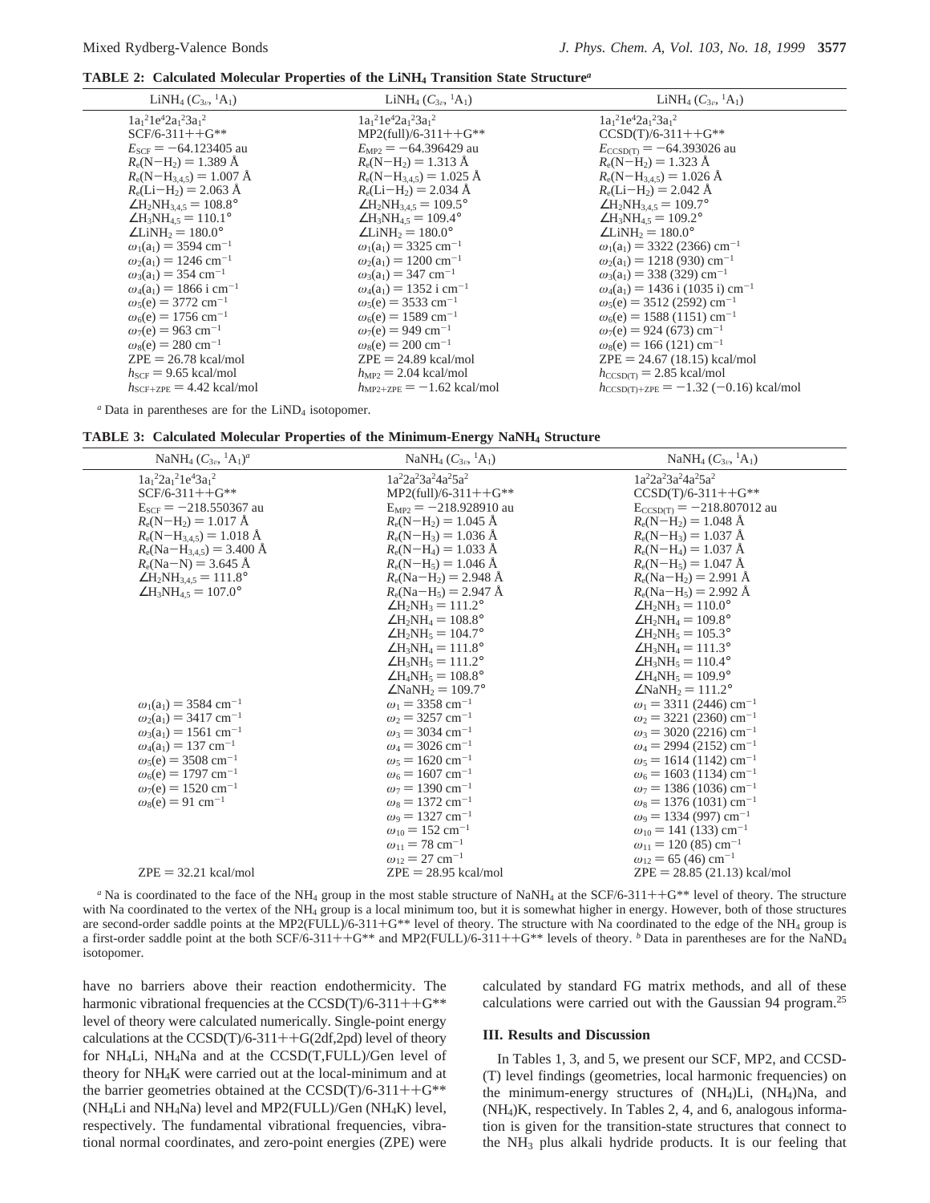**TABLE 2: Calculated Molecular Properties of the $LiNH_4$ Transition State Structure[a]**

| $LiNH_4$ ($C_{3v}$, $^1A_1$) | $LiNH_4$ ($C_{3v}$, $^1A_1$) | $LiNH_4$ ($C_{3v}$, $^1A_1$) |
|---|---|---|
| $1a_1^2 1e^4 2a_1^2 3a_1^2$ | $1a_1^2 1e^4 2a_1^2 3a_1^2$ | $1a_1^2 1e^4 2a_1^2 3a_1^2$ |
| SCF/6-311++G** | MP2(full)/6-311++G** | CCSD(T)/6-311++G** |
| $E_{SCF} = -64.123405$ au | $E_{MP2} = -64.396429$ au | $E_{CCSD(T)} = -64.393026$ au |
| $R_e(N-H_2) = 1.389$ Å | $R_e(N-H_2) = 1.313$ Å | $R_e(N-H_2) = 1.323$ Å |
| $R_e(N-H_{3,4,5}) = 1.007$ Å | $R_e(N-H_{3,4,5}) = 1.025$ Å | $R_e(N-H_{3,4,5}) = 1.026$ Å |
| $R_e(Li-H_2) = 2.063$ Å | $R_e(Li-H_2) = 2.034$ Å | $R_e(Li-H_2) = 2.042$ Å |
| $\angle H_2NH_{3,4,5} = 108.8°$ | $\angle H_2NH_{3,4,5} = 109.5°$ | $\angle H_2NH_{3,4,5} = 109.7°$ |
| $\angle H_3NH_{4,5} = 110.1°$ | $\angle H_3NH_{4,5} = 109.4°$ | $\angle H_3NH_{4,5} = 109.2°$ |
| $\angle LiNH_2 = 180.0°$ | $\angle LiNH_2 = 180.0°$ | $\angle LiNH_2 = 180.0°$ |
| $\omega_1(a_1) = 3594$ cm$^{-1}$ | $\omega_1(a_1) = 3325$ cm$^{-1}$ | $\omega_1(a_1) = 3322$ (2366) cm$^{-1}$ |
| $\omega_2(a_1) = 1246$ cm$^{-1}$ | $\omega_2(a_1) = 1200$ cm$^{-1}$ | $\omega_2(a_1) = 1218$ (930) cm$^{-1}$ |
| $\omega_3(a_1) = 354$ cm$^{-1}$ | $\omega_3(a_1) = 347$ cm$^{-1}$ | $\omega_3(a_1) = 338$ (329) cm$^{-1}$ |
| $\omega_4(a_1) = 1866$ i cm$^{-1}$ | $\omega_4(a_1) = 1352$ i cm$^{-1}$ | $\omega_4(a_1) = 1436$ i (1035 i) cm$^{-1}$ |
| $\omega_5(e) = 3772$ cm$^{-1}$ | $\omega_5(e) = 3533$ cm$^{-1}$ | $\omega_5(e) = 3512$ (2592) cm$^{-1}$ |
| $\omega_6(e) = 1756$ cm$^{-1}$ | $\omega_6(e) = 1589$ cm$^{-1}$ | $\omega_6(e) = 1588$ (1151) cm$^{-1}$ |
| $\omega_7(e) = 963$ cm$^{-1}$ | $\omega_7(e) = 949$ cm$^{-1}$ | $\omega_7(e) = 924$ (673) cm$^{-1}$ |
| $\omega_8(e) = 280$ cm$^{-1}$ | $\omega_8(e) = 200$ cm$^{-1}$ | $\omega_8(e) = 166$ (121) cm$^{-1}$ |
| ZPE = 26.78 kcal/mol | ZPE = 24.89 kcal/mol | ZPE = 24.67 (18.15) kcal/mol |
| $h_{SCF} = 9.65$ kcal/mol | $h_{MP2} = 2.04$ kcal/mol | $h_{CCSD(T)} = 2.85$ kcal/mol |
| $h_{SCF+ZPE} = 4.42$ kcal/mol | $h_{MP2+ZPE} = -1.62$ kcal/mol | $h_{CCSD(T)+ZPE} = -1.32$ (−0.16) kcal/mol |

[a] Data in parentheses are for the $LiND_4$ isotopomer.

**TABLE 3: Calculated Molecular Properties of the Minimum-Energy $NaNH_4$ Structure**

| $NaNH_4$ ($C_{3v}$, $^1A_1$)[a] | $NaNH_4$ ($C_{3v}$, $^1A_1$) | $NaNH_4$ ($C_{3v}$, $^1A_1$) |
|---|---|---|
| $1a_1^2 2a_1^2 1e^4 3a_1^2$ | $1a^2 2a^2 3a^2 4a^2 5a^2$ | $1a^2 2a^2 3a^2 4a^2 5a^2$ |
| SCF/6-311++G** | MP2(full)/6-311++G** | CCSD(T)/6-311++G** |
| $E_{SCF} = -218.550367$ au | $E_{MP2} = -218.928910$ au | $E_{CCSD(T)} = -218.807012$ au |
| $R_e(N-H_2) = 1.017$ Å | $R_e(N-H_2) = 1.045$ Å | $R_e(N-H_2) = 1.048$ Å |
| $R_e(N-H_{3,4,5}) = 1.018$ Å | $R_e(N-H_3) = 1.036$ Å | $R_e(N-H_3) = 1.037$ Å |
| $R_e(Na-H_{3,4,5}) = 3.400$ Å | $R_e(N-H_4) = 1.033$ Å | $R_e(N-H_4) = 1.037$ Å |
| $R_e(Na-N) = 3.645$ Å | $R_e(N-H_5) = 1.046$ Å | $R_e(N-H_5) = 1.047$ Å |
| $\angle H_2NH_{3,4,5} = 111.8°$ | $R_e(Na-H_2) = 2.948$ Å | $R_e(Na-H_2) = 2.991$ Å |
| $\angle H_3NH_{4,5} = 107.0°$ | $R_e(Na-H_5) = 2.947$ Å | $R_e(Na-H_5) = 2.992$ Å |
| | $\angle H_2NH_3 = 111.2°$ | $\angle H_2NH_3 = 110.0°$ |
| | $\angle H_2NH_4 = 108.8°$ | $\angle H_2NH_4 = 109.8°$ |
| | $\angle H_2NH_5 = 104.7°$ | $\angle H_2NH_5 = 105.3°$ |
| | $\angle H_3NH_4 = 111.8°$ | $\angle H_3NH_4 = 111.3°$ |
| | $\angle H_3NH_5 = 111.2°$ | $\angle H_3NH_5 = 110.4°$ |
| | $\angle H_4NH_5 = 108.8°$ | $\angle H_4NH_5 = 109.9°$ |
| | $\angle NaNH_2 = 109.7°$ | $\angle NaNH_2 = 111.2°$ |
| $\omega_1(a_1) = 3584$ cm$^{-1}$ | $\omega_1 = 3358$ cm$^{-1}$ | $\omega_1 = 3311$ (2446) cm$^{-1}$ |
| $\omega_2(a_1) = 3417$ cm$^{-1}$ | $\omega_2 = 3257$ cm$^{-1}$ | $\omega_2 = 3221$ (2360) cm$^{-1}$ |
| $\omega_3(a_1) = 1561$ cm$^{-1}$ | $\omega_3 = 3034$ cm$^{-1}$ | $\omega_3 = 3020$ (2216) cm$^{-1}$ |
| $\omega_4(a_1) = 137$ cm$^{-1}$ | $\omega_4 = 3026$ cm$^{-1}$ | $\omega_4 = 2994$ (2152) cm$^{-1}$ |
| $\omega_5(e) = 3508$ cm$^{-1}$ | $\omega_5 = 1620$ cm$^{-1}$ | $\omega_5 = 1614$ (1142) cm$^{-1}$ |
| $\omega_6(e) = 1797$ cm$^{-1}$ | $\omega_6 = 1607$ cm$^{-1}$ | $\omega_6 = 1603$ (1134) cm$^{-1}$ |
| $\omega_7(e) = 1520$ cm$^{-1}$ | $\omega_7 = 1390$ cm$^{-1}$ | $\omega_7 = 1386$ (1036) cm$^{-1}$ |
| $\omega_8(e) = 91$ cm$^{-1}$ | $\omega_8 = 1372$ cm$^{-1}$ | $\omega_8 = 1376$ (1031) cm$^{-1}$ |
| | $\omega_9 = 1327$ cm$^{-1}$ | $\omega_9 = 1334$ (997) cm$^{-1}$ |
| | $\omega_{10} = 152$ cm$^{-1}$ | $\omega_{10} = 141$ (133) cm$^{-1}$ |
| | $\omega_{11} = 78$ cm$^{-1}$ | $\omega_{11} = 120$ (85) cm$^{-1}$ |
| | $\omega_{12} = 27$ cm$^{-1}$ | $\omega_{12} = 65$ (46) cm$^{-1}$ |
| ZPE = 32.21 kcal/mol | ZPE = 28.95 kcal/mol | ZPE = 28.85 (21.13) kcal/mol |

[a] Na is coordinated to the face of the $NH_4$ group in the most stable structure of $NaNH_4$ at the SCF/6-311++G** level of theory. The structure with Na coordinated to the vertex of the $NH_4$ group is a local minimum too, but it is somewhat higher in energy. However, both of those structures are second-order saddle points at the MP2(FULL)/6-311+G** level of theory. The structure with Na coordinated to the edge of the $NH_4$ group is a first-order saddle point at the both SCF/6-311++G** and MP2(FULL)/6-311++G** levels of theory. [b] Data in parentheses are for the $NaND_4$ isotopomer.

have no barriers above their reaction endothermicity. The harmonic vibrational frequencies at the CCSD(T)/6-311++G** level of theory were calculated numerically. Single-point energy calculations at the CCSD(T)/6-311++G(2df,2pd) level of theory for $NH_4Li$, $NH_4Na$ and at the CCSD(T,FULL)/Gen level of theory for $NH_4K$ were carried out at the local-minimum and at the barrier geometries obtained at the CCSD(T)/6-311++G** ($NH_4Li$ and $NH_4Na$) level and MP2(FULL)/Gen ($NH_4K$) level, respectively. The fundamental vibrational frequencies, vibrational normal coordinates, and zero-point energies (ZPE) were calculated by standard FG matrix methods, and all of these calculations were carried out with the Gaussian 94 program.[25]

### III. Results and Discussion

In Tables 1, 3, and 5, we present our SCF, MP2, and CCSD(T) level findings (geometries, local harmonic frequencies) on the minimum-energy structures of $(NH_4)Li$, $(NH_4)Na$, and $(NH_4)K$, respectively. In Tables 2, 4, and 6, analogous information is given for the transition-state structures that connect to the $NH_3$ plus alkali hydride products. It is our feeling that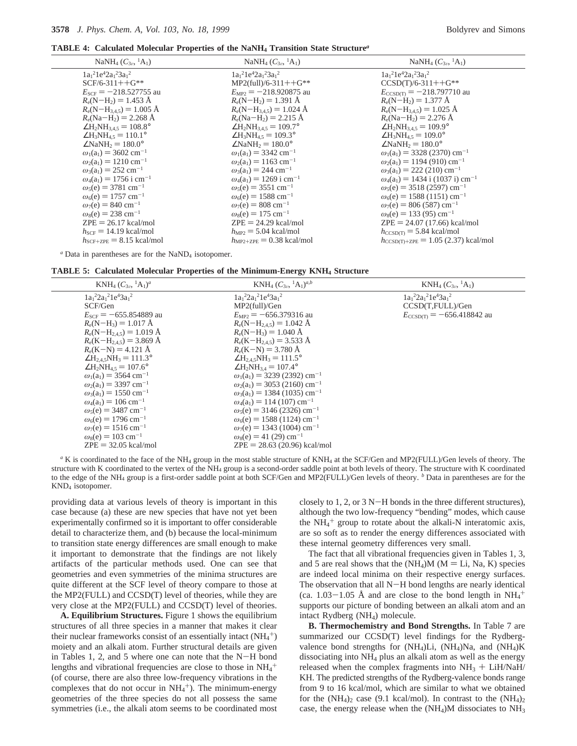**TABLE 4: Calculated Molecular Properties of the $NaNH_4$ Transition State Structure[a]**

| $NaNH_4$ ($C_{3v}$, $^1A_1$) | $NaNH_4$ ($C_{3v}$, $^1A_1$) | $NaNH_4$ ($C_{3v}$, $^1A_1$) |
|---|---|---|
| $1a_1^2 1e^4 2a_1^2 3a_1^2$ | $1a_1^2 1e^4 2a_1^2 3a_1^2$ | $1a_1^2 1e^4 2a_1^2 3a_1^2$ |
| SCF/6-311++G** | MP2(full)/6-311++G** | CCSD(T)/6-311++G** |
| $E_{SCF} = -218.527755$ au | $E_{MP2} = -218.920875$ au | $E_{CCSD(T)} = -218.797710$ au |
| $R_e(N-H_2) = 1.453$ Å | $R_e(N-H_2) = 1.391$ Å | $R_e(N-H_2) = 1.377$ Å |
| $R_e(N-H_{3,4,5}) = 1.005$ Å | $R_e(N-H_{3,4,5}) = 1.024$ Å | $R_e(N-H_{3,4,5}) = 1.025$ Å |
| $R_e(Na-H_2) = 2.268$ Å | $R_e(Na-H_2) = 2.215$ Å | $R_e(Na-H_2) = 2.276$ Å |
| $\angle H_2NH_{3,4,5} = 108.8°$ | $\angle H_2NH_{3,4,5} = 109.7°$ | $\angle H_2NH_{3,4,5} = 109.9°$ |
| $\angle H_3NH_{4,5} = 110.1°$ | $\angle H_3NH_{4,5} = 109.3°$ | $\angle H_3NH_{4,5} = 109.0°$ |
| $\angle NaNH_2 = 180.0°$ | $\angle NaNH_2 = 180.0°$ | $\angle NaNH_2 = 180.0°$ |
| $\omega_1(a_1) = 3602$ cm$^{-1}$ | $\omega_1(a_1) = 3342$ cm$^{-1}$ | $\omega_1(a_1) = 3328$ (2370) cm$^{-1}$ |
| $\omega_2(a_1) = 1210$ cm$^{-1}$ | $\omega_2(a_1) = 1163$ cm$^{-1}$ | $\omega_2(a_1) = 1194$ (910) cm$^{-1}$ |
| $\omega_3(a_1) = 252$ cm$^{-1}$ | $\omega_3(a_1) = 244$ cm$^{-1}$ | $\omega_3(a_1) = 222$ (210) cm$^{-1}$ |
| $\omega_4(a_1) = 1756$ i cm$^{-1}$ | $\omega_4(a_1) = 1269$ i cm$^{-1}$ | $\omega_4(a_1) = 1434$ i (1037 i) cm$^{-1}$ |
| $\omega_5(e) = 3781$ cm$^{-1}$ | $\omega_5(e) = 3551$ cm$^{-1}$ | $\omega_5(e) = 3518$ (2597) cm$^{-1}$ |
| $\omega_6(e) = 1757$ cm$^{-1}$ | $\omega_6(e) = 1588$ cm$^{-1}$ | $\omega_6(e) = 1588$ (1151) cm$^{-1}$ |
| $\omega_7(e) = 840$ cm$^{-1}$ | $\omega_7(e) = 808$ cm$^{-1}$ | $\omega_7(e) = 806$ (587) cm$^{-1}$ |
| $\omega_8(e) = 238$ cm$^{-1}$ | $\omega_8(e) = 175$ cm$^{-1}$ | $\omega_8(e) = 133$ (95) cm$^{-1}$ |
| ZPE = 26.17 kcal/mol | ZPE = 24.29 kcal/mol | ZPE = 24.07 (17.66) kcal/mol |
| $h_{SCF} = 14.19$ kcal/mol | $h_{MP2} = 5.04$ kcal/mol | $h_{CCSD(T)} = 5.84$ kcal/mol |
| $h_{SCF+ZPE} = 8.15$ kcal/mol | $h_{MP2+ZPE} = 0.38$ kcal/mol | $h_{CCSD(T)+ZPE} = 1.05$ (2.37) kcal/mol |

[a] Data in parentheses are for the $NaND_4$ isotopomer.

**TABLE 5: Calculated Molecular Properties of the Minimum-Energy $KNH_4$ Structure**

| $KNH_4$ ($C_{3v}$, $^1A_1$)[a] | $KNH_4$ ($C_{3v}$, $^1A_1$)[a,b] | $KNH_4$ ($C_{3v}$, $^1A_1$) |
|---|---|---|
| $1a_1^2 2a_1^2 1e^4 3a_1^2$ | $1a_1^2 2a_1^2 1e^4 3a_1^2$ | $1a_1^2 2a_1^2 1e^4 3a_1^2$ |
| SCF/Gen | MP2(full)/Gen | CCSD(T,FULL)/Gen |
| $E_{SCF} = -655.854889$ au | $E_{MP2} = -656.379316$ au | $E_{CCSD(T)} = -656.418842$ au |
| $R_e(N-H_3) = 1.017$ Å | $R_e(N-H_{2,4,5}) = 1.042$ Å | |
| $R_e(N-H_{2,4,5}) = 1.019$ Å | $R_e(N-H_3) = 1.040$ Å | |
| $R_e(K-H_{2,4,5}) = 3.869$ Å | $R_e(K-H_{2,4,5}) = 3.533$ Å | |
| $R_e(K-N) = 4.121$ Å | $R_e(K-N) = 3.780$ Å | |
| $\angle H_{2,4,5}NH_3 = 111.3°$ | $\angle H_{2,4,5}NH_3 = 111.5°$ | |
| $\angle H_2NH_{4,5} = 107.6°$ | $\angle H_2NH_{3,4} = 107.4°$ | |
| $\omega_1(a_1) = 3564$ cm$^{-1}$ | $\omega_1(a_1) = 3239$ (2392) cm$^{-1}$ | |
| $\omega_2(a_1) = 3397$ cm$^{-1}$ | $\omega_2(a_1) = 3053$ (2160) cm$^{-1}$ | |
| $\omega_3(a_1) = 1550$ cm$^{-1}$ | $\omega_3(a_1) = 1384$ (1035) cm$^{-1}$ | |
| $\omega_4(a_1) = 106$ cm$^{-1}$ | $\omega_4(a_1) = 114$ (107) cm$^{-1}$ | |
| $\omega_5(e) = 3487$ cm$^{-1}$ | $\omega_5(e) = 3146$ (2326) cm$^{-1}$ | |
| $\omega_6(e) = 1796$ cm$^{-1}$ | $\omega_6(e) = 1588$ (1124) cm$^{-1}$ | |
| $\omega_7(e) = 1516$ cm$^{-1}$ | $\omega_7(e) = 1343$ (1004) cm$^{-1}$ | |
| $\omega_8(e) = 103$ cm$^{-1}$ | $\omega_8(e) = 41$ (29) cm$^{-1}$ | |
| ZPE = 32.05 kcal/mol | ZPE = 28.63 (20.96) kcal/mol | |

[a] K is coordinated to the face of the $NH_4$ group in the most stable structure of $KNH_4$ at the SCF/Gen and MP2(FULL)/Gen levels of theory. The structure with K coordinated to the vertex of the $NH_4$ group is a second-order saddle point at both levels of theory. The structure with K coordinated to the edge of the $NH_4$ group is a first-order saddle point at both SCF/Gen and MP2(FULL)/Gen levels of theory. [b] Data in parentheses are for the $KND_4$ isotopomer.

providing data at various levels of theory is important in this case because (a) these are new species that have not yet been experimentally confirmed so it is important to offer considerable detail to characterize them, and (b) because the local-minimum to transition state energy differences are small enough to make it important to demonstrate that the findings are not likely artifacts of the particular methods used. One can see that geometries and even symmetries of the minima structures are quite different at the SCF level of theory compare to those at the MP2(FULL) and CCSD(T) level of theories, while they are very close at the MP2(FULL) and CCSD(T) level of theories.

**A. Equilibrium Structures.** Figure 1 shows the equilibrium structures of all three species in a manner that makes it clear their nuclear frameworks consist of an essentially intact ($NH_4^+$) moiety and an alkali atom. Further structural details are given in Tables 1, 2, and 5 where one can note that the N−H bond lengths and vibrational frequencies are close to those in $NH_4^+$ (of course, there are also three low-frequency vibrations in the complexes that do not occur in $NH_4^+$). The minimum-energy geometries of the three species do not all possess the same symmetries (i.e., the alkali atom seems to be coordinated most closely to 1, 2, or 3 N−H bonds in the three different structures), although the two low-frequency "bending" modes, which cause the $NH_4^+$ group to rotate about the alkali-N interatomic axis, are so soft as to render the energy differences associated with these internal geometry differences very small.

The fact that all vibrational frequencies given in Tables 1, 3, and 5 are real shows that the $(NH_4)M$ (M = Li, Na, K) species are indeed local minima on their respective energy surfaces. The observation that all N−H bond lengths are nearly identical (ca. 1.03−1.05 Å and are close to the bond length in $NH_4^+$ supports our picture of bonding between an alkali atom and an intact Rydberg ($NH_4$) molecule.

**B. Thermochemistry and Bond Strengths.** In Table 7 are summarized our CCSD(T) level findings for the Rydberg-valence bond strengths for $(NH_4)Li$, $(NH_4)Na$, and $(NH_4)K$ dissociating into $NH_4$ plus an alkali atom as well as the energy released when the complex fragments into $NH_3$ + LiH/NaH/KH. The predicted strengths of the Rydberg-valence bonds range from 9 to 16 kcal/mol, which are similar to what we obtained for the $(NH_4)_2$ case (9.1 kcal/mol). In contrast to the $(NH_4)_2$ case, the energy release when the $(NH_4)M$ dissociates to $NH_3$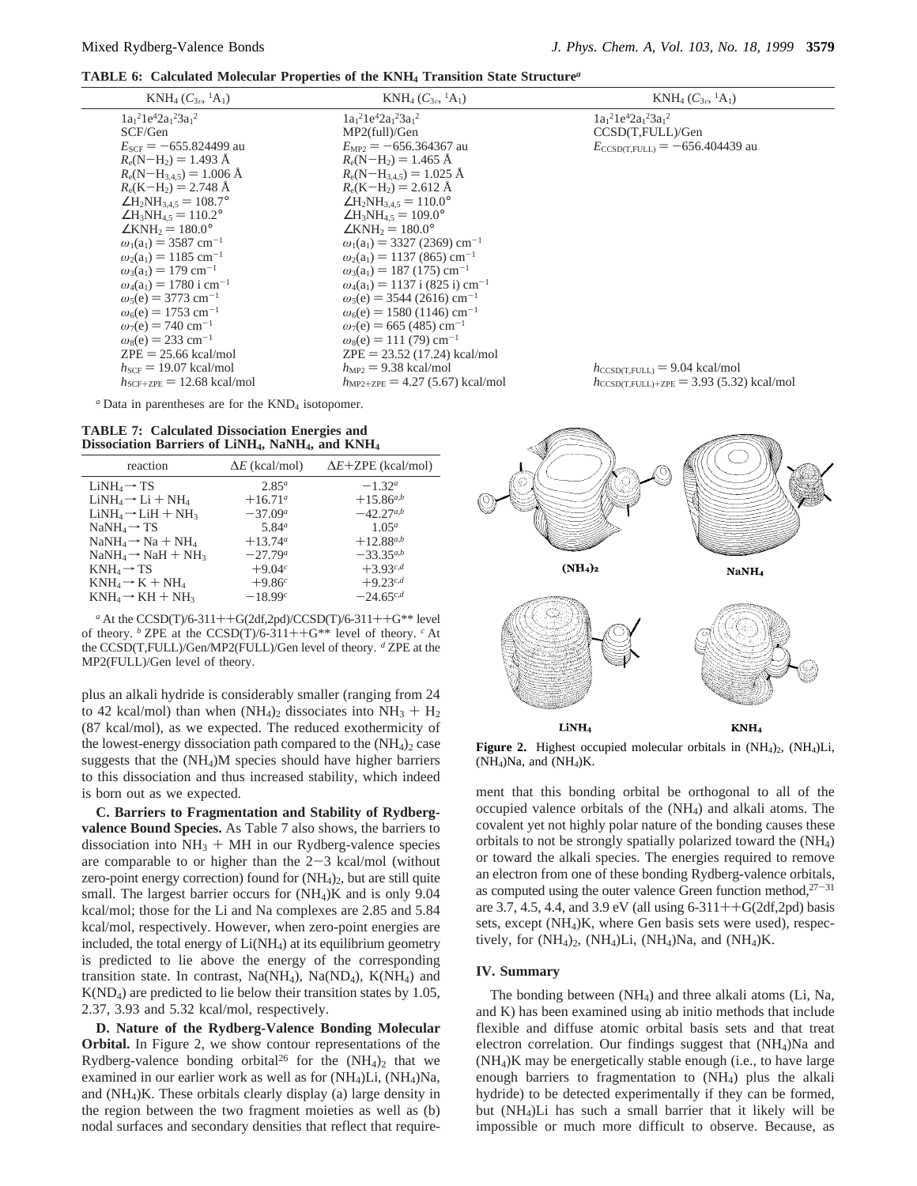**TABLE 6: Calculated Molecular Properties of the $KNH_4$ Transition State Structure[a]**

| $KNH_4$ ($C_{3v}$, $^1A_1$) | $KNH_4$ ($C_{3v}$, $^1A_1$) | $KNH_4$ ($C_{3v}$, $^1A_1$) |
|---|---|---|
| $1a_1^2 1e^4 2a_1^2 3a_1^2$ | $1a_1^2 1e^4 2a_1^2 3a_1^2$ | $1a_1^2 1e^4 2a_1^2 3a_1^2$ |
| SCF/Gen | MP2(full)/Gen | CCSD(T,FULL)/Gen |
| $E_{SCF} = -655.824499$ au | $E_{MP2} = -656.364367$ au | $E_{CCSD(T,FULL)} = -656.404439$ au |
| $R_e(N-H_2) = 1.493$ Å | $R_e(N-H_2) = 1.465$ Å | |
| $R_e(N-H_{3,4,5}) = 1.006$ Å | $R_e(N-H_{3,4,5}) = 1.025$ Å | |
| $R_e(K-H_2) = 2.748$ Å | $R_e(K-H_2) = 2.612$ Å | |
| $\angle H_2NH_{3,4,5} = 108.7°$ | $\angle H_2NH_{3,4,5} = 110.0°$ | |
| $\angle H_3NH_{4,5} = 110.2°$ | $\angle H_3NH_{4,5} = 109.0°$ | |
| $\angle KNH_2 = 180.0°$ | $\angle KNH_2 = 180.0°$ | |
| $\omega_1(a_1) = 3587$ cm$^{-1}$ | $\omega_1(a_1) = 3327$ (2369) cm$^{-1}$ | |
| $\omega_2(a_1) = 1185$ cm$^{-1}$ | $\omega_2(a_1) = 1137$ (865) cm$^{-1}$ | |
| $\omega_3(a_1) = 179$ cm$^{-1}$ | $\omega_3(a_1) = 187$ (175) cm$^{-1}$ | |
| $\omega_4(a_1) = 1780$ i cm$^{-1}$ | $\omega_4(a_1) = 1137$ i (825 i) cm$^{-1}$ | |
| $\omega_5(e) = 3773$ cm$^{-1}$ | $\omega_5(e) = 3544$ (2616) cm$^{-1}$ | |
| $\omega_6(e) = 1753$ cm$^{-1}$ | $\omega_6(e) = 1580$ (1146) cm$^{-1}$ | |
| $\omega_7(e) = 740$ cm$^{-1}$ | $\omega_7(e) = 665$ (485) cm$^{-1}$ | |
| $\omega_8(e) = 233$ cm$^{-1}$ | $\omega_8(e) = 111$ (79) cm$^{-1}$ | |
| ZPE = 25.66 kcal/mol | ZPE = 23.52 (17.24) kcal/mol | |
| $h_{SCF} = 19.07$ kcal/mol | $h_{MP2} = 9.38$ kcal/mol | $h_{CCSD(T,FULL)} = 9.04$ kcal/mol |
| $h_{SCF+ZPE} = 12.68$ kcal/mol | $h_{MP2+ZPE} = 4.27$ (5.67) kcal/mol | $h_{CCSD(T,FULL)+ZPE} = 3.93$ (5.32) kcal/mol |

[a] Data in parentheses are for the $KND_4$ isotopomer.

**TABLE 7: Calculated Dissociation Energies and Dissociation Barriers of $LiNH_4$, $NaNH_4$, and $KNH_4$**

| reaction | $\Delta E$ (kcal/mol) | $\Delta E$+ZPE (kcal/mol) |
|---|---|---|
| $LiNH_4 \rightarrow$ TS | 2.85[a] | −1.32[a] |
| $LiNH_4 \rightarrow Li + NH_4$ | +16.71[a] | +15.86[a,b] |
| $LiNH_4 \rightarrow LiH + NH_3$ | −37.09[a] | −42.27[a,b] |
| $NaNH_4 \rightarrow$ TS | 5.84[a] | 1.05[a] |
| $NaNH_4 \rightarrow Na + NH_4$ | +13.74[a] | +12.88[a,b] |
| $NaNH_4 \rightarrow NaH + NH_3$ | −27.79[a] | −33.35[a,b] |
| $KNH_4 \rightarrow$ TS | +9.04[c] | +3.93[c,d] |
| $KNH_4 \rightarrow K + NH_4$ | +9.86[c] | +9.23[c,d] |
| $KNH_4 \rightarrow KH + NH_3$ | −18.99[c] | −24.65[c,d] |

[a] At the CCSD(T)/6-311++G(2df,2pd)/CCSD(T)/6-311++G** level of theory. [b] ZPE at the CCSD(T)/6-311++G** level of theory. [c] At the CCSD(T,FULL)/Gen/MP2(FULL)/Gen level of theory. [d] ZPE at the MP2(FULL)/Gen level of theory.

plus an alkali hydride is considerably smaller (ranging from 24 to 42 kcal/mol) than when $(NH_4)_2$ dissociates into $NH_3 + H_2$ (87 kcal/mol), as we expected. The reduced exothermicity of the lowest-energy dissociation path compared to the $(NH_4)_2$ case suggests that the $(NH_4)M$ species should have higher barriers to this dissociation and thus increased stability, which indeed is born out as we expected.

**C. Barriers to Fragmentation and Stability of Rydberg-valence Bound Species.** As Table 7 also shows, the barriers to dissociation into $NH_3$ + MH in our Rydberg-valence species are comparable to or higher than the 2−3 kcal/mol (without zero-point energy correction) found for $(NH_4)_2$, but are still quite small. The largest barrier occurs for $(NH_4)K$ and is only 9.04 kcal/mol; those for the Li and Na complexes are 2.85 and 5.84 kcal/mol, respectively. However, when zero-point energies are included, the total energy of $Li(NH_4)$ at its equilibrium geometry is predicted to lie above the energy of the corresponding transition state. In contrast, $Na(NH_4)$, $Na(ND_4)$, $K(NH_4)$ and $K(ND_4)$ are predicted to lie below their transition states by 1.05, 2.37, 3.93 and 5.32 kcal/mol, respectively.

**D. Nature of the Rydberg-Valence Bonding Molecular Orbital.** In Figure 2, we show contour representations of the Rydberg-valence bonding orbital[26] for the $(NH_4)_2$ that we examined in our earlier work as well as for $(NH_4)Li$, $(NH_4)Na$, and $(NH_4)K$. These orbitals clearly display (a) large density in the region between the two fragment moieties as well as (b) nodal surfaces and secondary densities that reflect that requirement that this bonding orbital be orthogonal to all of the occupied valence orbitals of the $(NH_4)$ and alkali atoms. The covalent yet not highly polar nature of the bonding causes these orbitals to not be strongly spatially polarized toward the $(NH_4)$ or toward the alkali species. The energies required to remove an electron from one of these bonding Rydberg-valence orbitals, as computed using the outer valence Green function method,[27−31] are 3.7, 4.5, 4.4, and 3.9 eV (all using 6-311++G(2df,2pd) basis sets, except $(NH_4)K$, where Gen basis sets were used), respectively, for $(NH_4)_2$, $(NH_4)Li$, $(NH_4)Na$, and $(NH_4)K$.

**Figure 2.** Highest occupied molecular orbitals in $(NH_4)_2$, $(NH_4)Li$, $(NH_4)Na$, and $(NH_4)K$.

## IV. Summary

The bonding between $(NH_4)$ and three alkali atoms (Li, Na, and K) has been examined using ab initio methods that include flexible and diffuse atomic orbital basis sets and that treat electron correlation. Our findings suggest that $(NH_4)Na$ and $(NH_4)K$ may be energetically stable enough (i.e., to have large enough barriers to fragmentation to $(NH_4)$ plus the alkali hydride) to be detected experimentally if they can be formed, but $(NH_4)Li$ has such a small barrier that it likely will be impossible or much more difficult to observe. Because, as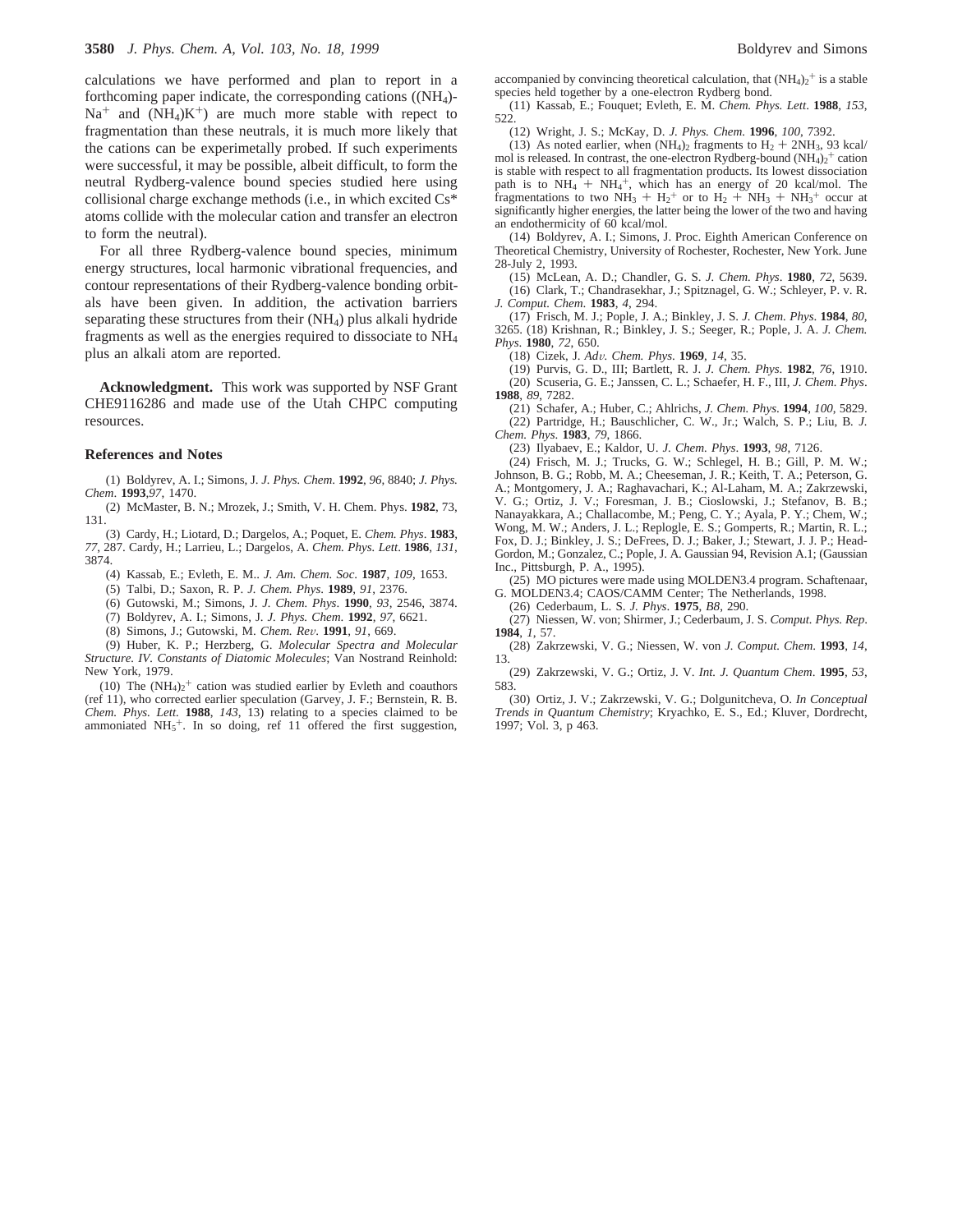calculations we have performed and plan to report in a forthcoming paper indicate, the corresponding cations ($(NH_4)Na^+$ and $(NH_4)K^+$) are much more stable with repect to fragmentation than these neutrals, it is much more likely that the cations can be experimetally probed. If such experiments were successful, it may be possible, albeit difficult, to form the neutral Rydberg-valence bound species studied here using collisional charge exchange methods (i.e., in which excited Cs* atoms collide with the molecular cation and transfer an electron to form the neutral).

For all three Rydberg-valence bound species, minimum energy structures, local harmonic vibrational frequencies, and contour representations of their Rydberg-valence bonding orbitals have been given. In addition, the activation barriers separating these structures from their ($NH_4$) plus alkali hydride fragments as well as the energies required to dissociate to $NH_4$ plus an alkali atom are reported.

**Acknowledgment.** This work was supported by NSF Grant CHE9116286 and made use of the Utah CHPC computing resources.

### References and Notes

(1) Boldyrev, A. I.; Simons, J. *J. Phys. Chem.* **1992**, *96*, 8840; *J. Phys. Chem*. **1993**,*97*, 1470.

(2) McMaster, B. N.; Mrozek, J.; Smith, V. H. Chem. Phys. **1982**, 73, 131.

(3) Cardy, H.; Liotard, D.; Dargelos, A.; Poquet, E. *Chem. Phys*. **1983**, *77*, 287. Cardy, H.; Larrieu, L.; Dargelos, A. *Chem. Phys. Lett*. **1986**, *131*, 3874.

(4) Kassab, E.; Evleth, E. M.. *J. Am. Chem. Soc*. **1987**, *109*, 1653.

(5) Talbi, D.; Saxon, R. P. *J. Chem. Phys.* **1989**, *91*, 2376.

(6) Gutowski, M.; Simons, J. *J. Chem. Phys*. **1990**, *93*, 2546, 3874.

(7) Boldyrev, A. I.; Simons, J. *J. Phys. Chem*. **1992**, *97*, 6621.

(8) Simons, J.; Gutowski, M. *Chem. Rev*. **1991**, *91*, 669.

(9) Huber, K. P.; Herzberg, G. *Molecular Spectra and Molecular Structure. IV. Constants of Diatomic Molecules*; Van Nostrand Reinhold: New York, 1979.

(10) The $(NH_4)_2^+$ cation was studied earlier by Evleth and coauthors (ref 11), who corrected earlier speculation (Garvey, J. F.; Bernstein, R. B. *Chem. Phys. Lett.* **1988**, *143*, 13) relating to a species claimed to be ammoniated $NH_5^+$. In so doing, ref 11 offered the first suggestion, accompanied by convincing theoretical calculation, that $(NH_4)_2^+$ is a stable species held together by a one-electron Rydberg bond.

(11) Kassab, E.; Fouquet; Evleth, E. M. *Chem. Phys. Lett*. **1988**, *153*, 522.

(12) Wright, J. S.; McKay, D. *J. Phys. Chem*. **1996**, *100*, 7392.

(13) As noted earlier, when $(NH_4)_2$ fragments to $H_2 + 2NH_3$, 93 kcal/mol is released. In contrast, the one-electron Rydberg-bound $(NH_4)_2^+$ cation is stable with respect to all fragmentation products. Its lowest dissociation path is to $NH_4 + NH_4^+$, which has an energy of 20 kcal/mol. The fragmentations to two $NH_3 + H_2^+$ or to $H_2 + NH_3 + NH_3^+$ occur at significantly higher energies, the latter being the lower of the two and having an endothermicity of 60 kcal/mol.

(14) Boldyrev, A. I.; Simons, J. Proc. Eighth American Conference on Theoretical Chemistry, University of Rochester, Rochester, New York. June 28-July 2, 1993.

(15) McLean, A. D.; Chandler, G. S. *J. Chem. Phys*. **1980**, *72*, 5639.

(16) Clark, T.; Chandrasekhar, J.; Spitznagel, G. W.; Schleyer, P. v. R. *J. Comput. Chem*. **1983**, *4*, 294.

(17) Frisch, M. J.; Pople, J. A.; Binkley, J. S. *J. Chem. Phys*. **1984**, *80*, 3265. (18) Krishnan, R.; Binkley, J. S.; Seeger, R.; Pople, J. A. *J. Chem. Phys*. **1980**, *72*, 650.

(18) Cizek, J. *Adv. Chem. Phys*. **1969**, *14*, 35.

(19) Purvis, G. D., III; Bartlett, R. J. *J. Chem. Phys*. **1982**, *76*, 1910.

(20) Scuseria, G. E.; Janssen, C. L.; Schaefer, H. F., III, *J. Chem. Phys*. **1988**, *89*, 7282.

(21) Schafer, A.; Huber, C.; Ahlrichs, *J. Chem. Phys*. **1994**, *100*, 5829.

(22) Partridge, H.; Bauschlicher, C. W., Jr.; Walch, S. P.; Liu, B. *J. Chem. Phys*. **1983**, *79*, 1866.

(23) Ilyabaev, E.; Kaldor, U. *J. Chem. Phys*. **1993**, *98*, 7126.

(24) Frisch, M. J.; Trucks, G. W.; Schlegel, H. B.; Gill, P. M. W.; Johnson, B. G.; Robb, M. A.; Cheeseman, J. R.; Keith, T. A.; Peterson, G. A.; Montgomery, J. A.; Raghavachari, K.; Al-Laham, M. A.; Zakrzewski, V. G.; Ortiz, J. V.; Foresman, J. B.; Cioslowski, J.; Stefanov, B. B.; Nanayakkara, A.; Challacombe, M.; Peng, C. Y.; Ayala, P. Y.; Chem, W.; Wong, M. W.; Anders, J. L.; Replogle, E. S.; Gomperts, R.; Martin, R. L.; Fox, D. J.; Binkley, J. S.; DeFrees, D. J.; Baker, J.; Stewart, J. J. P.; Head-Gordon, M.; Gonzalez, C.; Pople, J. A. Gaussian 94, Revision A.1; (Gaussian Inc., Pittsburgh, P. A., 1995).

(25) MO pictures were made using MOLDEN3.4 program. Schaftenaar, G. MOLDEN3.4; CAOS/CAMM Center; The Netherlands, 1998.

(26) Cederbaum, L. S. *J. Phys*. **1975**, *B8*, 290.

(27) Niessen, W. von; Shirmer, J.; Cederbaum, J. S. *Comput. Phys. Rep*. **1984**, *1*, 57.

(28) Zakrzewski, V. G.; Niessen, W. von *J. Comput. Chem*. **1993**, *14*, 13.

(29) Zakrzewski, V. G.; Ortiz, J. V. *Int. J. Quantum Chem*. **1995**, *53*, 583.

(30) Ortiz, J. V.; Zakrzewski, V. G.; Dolgunitcheva, O. *In Conceptual Trends in Quantum Chemistry*; Kryachko, E. S., Ed.; Kluver, Dordrecht, 1997; Vol. 3, p 463.